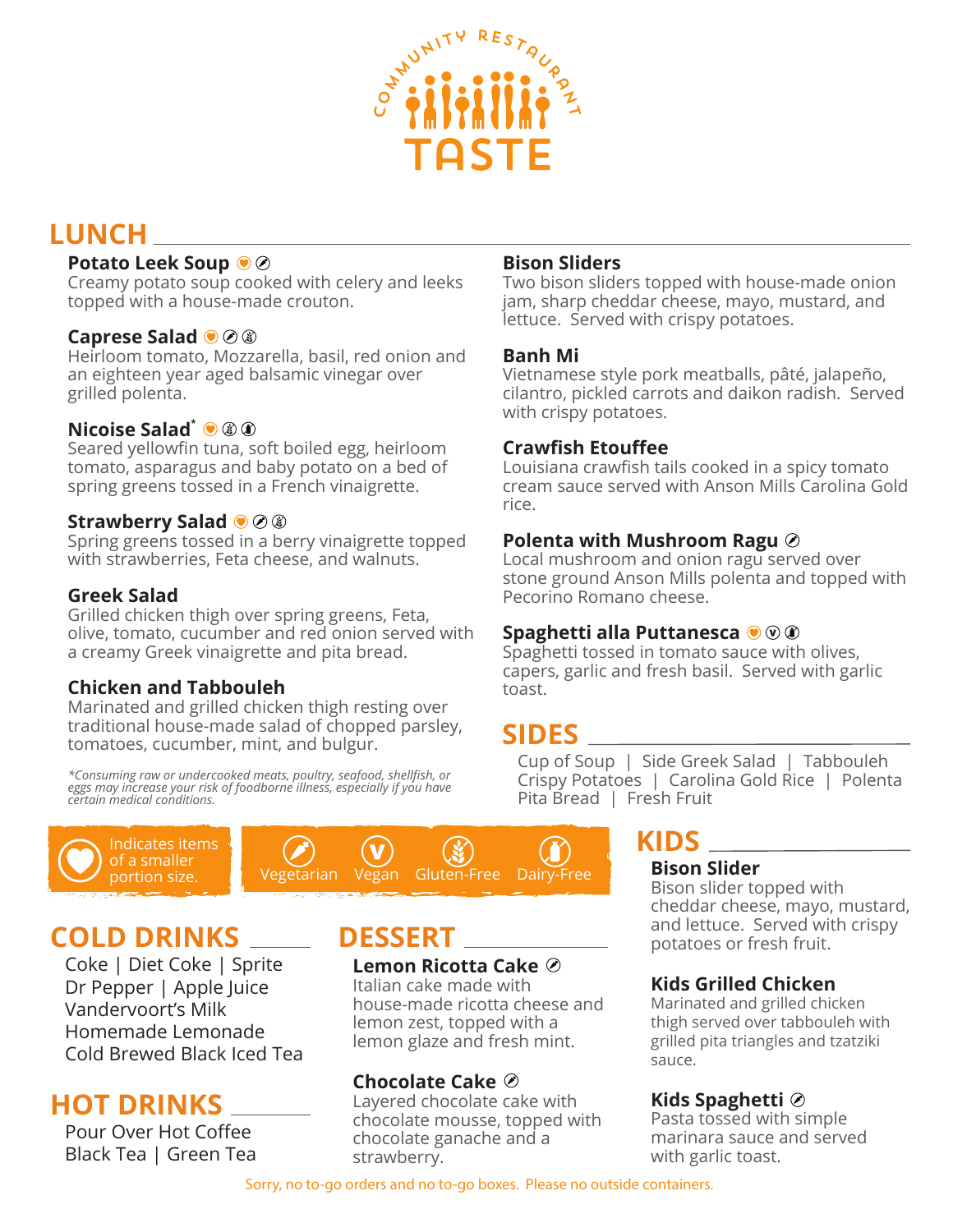# COMMUNITY RESTAURANT TASTE

## LUNCH

**Potato Leek Soup** ♡ (Vegetarian)
Creamy potato soup cooked with celery and leeks topped with a house-made crouton.

**Caprese Salad** ♡ (Vegetarian) (Gluten-Free)
Heirloom tomato, Mozzarella, basil, red onion and an eighteen year aged balsamic vinegar over grilled polenta.

**Nicoise Salad*** ♡ (Gluten-Free) (Dairy-Free)
Seared yellowfin tuna, soft boiled egg, heirloom tomato, asparagus and baby potato on a bed of spring greens tossed in a French vinaigrette.

**Strawberry Salad** ♡ (Vegetarian) (Gluten-Free)
Spring greens tossed in a berry vinaigrette topped with strawberries, Feta cheese, and walnuts.

**Greek Salad**
Grilled chicken thigh over spring greens, Feta, olive, tomato, cucumber and red onion served with a creamy Greek vinaigrette and pita bread.

**Chicken and Tabbouleh**
Marinated and grilled chicken thigh resting over traditional house-made salad of chopped parsley, tomatoes, cucumber, mint, and bulgur.

*\*Consuming raw or undercooked meats, poultry, seafood, shellfish, or eggs may increase your risk of foodborne illness, especially if you have certain medical conditions.*

**Bison Sliders**
Two bison sliders topped with house-made onion jam, sharp cheddar cheese, mayo, mustard, and lettuce. Served with crispy potatoes.

**Banh Mi**
Vietnamese style pork meatballs, pâté, jalapeño, cilantro, pickled carrots and daikon radish. Served with crispy potatoes.

**Crawfish Etouffee**
Louisiana crawfish tails cooked in a spicy tomato cream sauce served with Anson Mills Carolina Gold rice.

**Polenta with Mushroom Ragu** (Vegetarian)
Local mushroom and onion ragu served over stone ground Anson Mills polenta and topped with Pecorino Romano cheese.

**Spaghetti alla Puttanesca** ♡ (Vegan) (Dairy-Free)
Spaghetti tossed in tomato sauce with olives, capers, garlic and fresh basil. Served with garlic toast.

## SIDES

Cup of Soup | Side Greek Salad | Tabbouleh
Crispy Potatoes | Carolina Gold Rice | Polenta
Pita Bread | Fresh Fruit

♡ Indicates items of a smaller portion size.

Vegetarian | Vegan | Gluten-Free | Dairy-Free

## KIDS

**Bison Slider**
Bison slider topped with cheddar cheese, mayo, mustard, and lettuce. Served with crispy potatoes or fresh fruit.

**Kids Grilled Chicken**
Marinated and grilled chicken thigh served over tabbouleh with grilled pita triangles and tzatziki sauce.

**Kids Spaghetti** (Vegetarian)
Pasta tossed with simple marinara sauce and served with garlic toast.

## COLD DRINKS

Coke | Diet Coke | Sprite
Dr Pepper | Apple Juice
Vandervoort's Milk
Homemade Lemonade
Cold Brewed Black Iced Tea

## HOT DRINKS

Pour Over Hot Coffee
Black Tea | Green Tea

## DESSERT

**Lemon Ricotta Cake** (Vegetarian)
Italian cake made with house-made ricotta cheese and lemon zest, topped with a lemon glaze and fresh mint.

**Chocolate Cake** (Vegetarian)
Layered chocolate cake with chocolate mousse, topped with chocolate ganache and a strawberry.

Sorry, no to-go orders and no to-go boxes. Please no outside containers.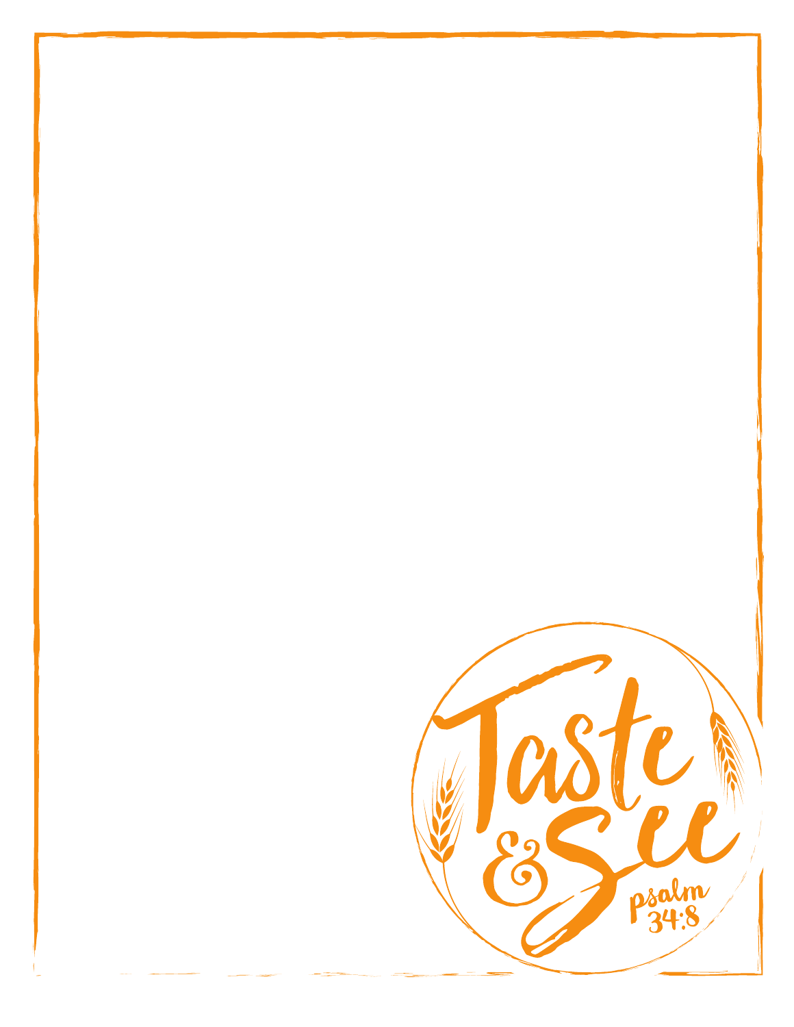Taste & See

psalm 34:8